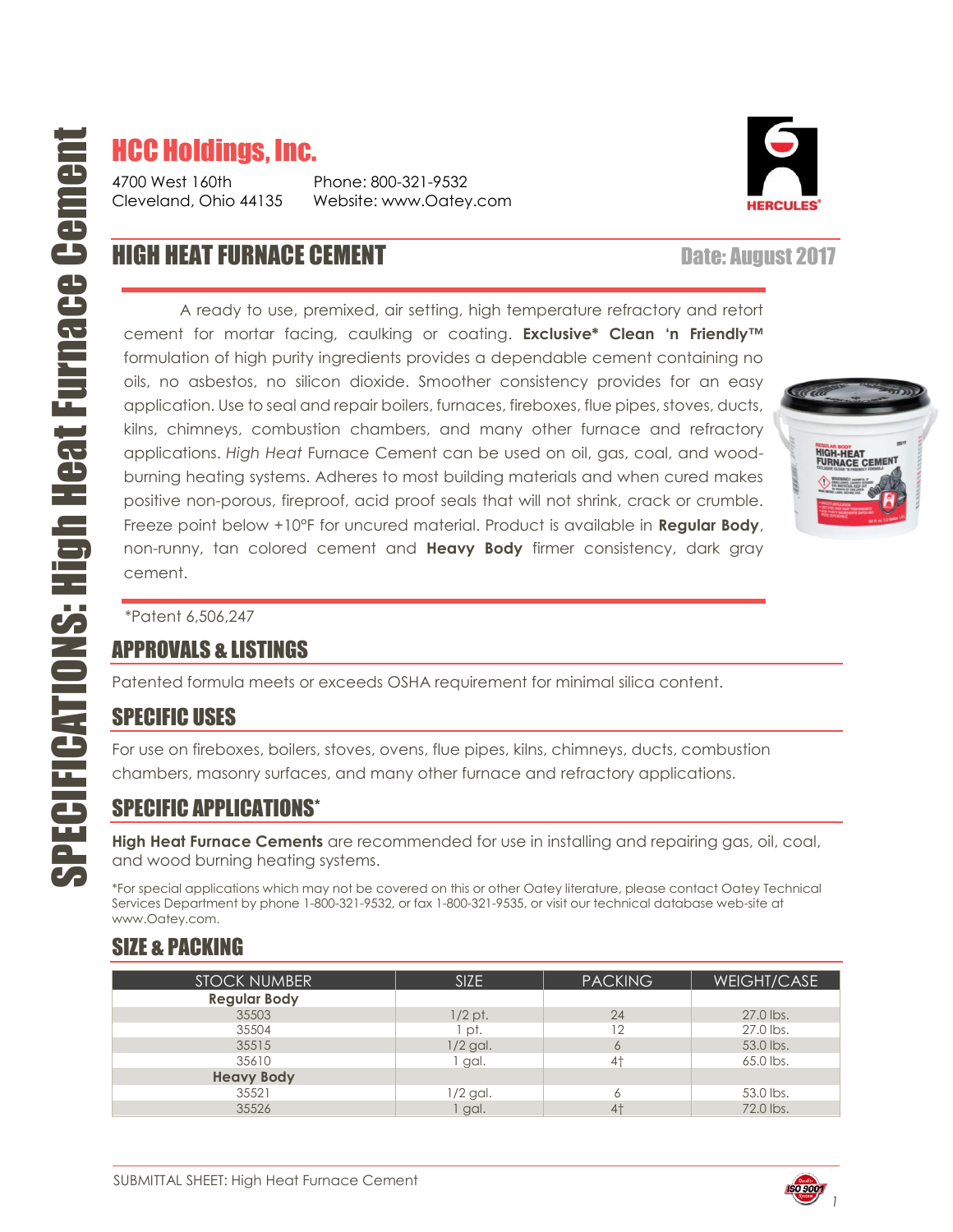# HCC Holdings, Inc.

4700 West 160th
Cleveland, Ohio 44135

Phone: 800-321-9532
Website: www.Oatey.com

## HIGH HEAT FURNACE CEMENT

Date: August 2017

A ready to use, premixed, air setting, high temperature refractory and retort cement for mortar facing, caulking or coating. **Exclusive* Clean 'n Friendly™** formulation of high purity ingredients provides a dependable cement containing no oils, no asbestos, no silicon dioxide. Smoother consistency provides for an easy application. Use to seal and repair boilers, furnaces, fireboxes, flue pipes, stoves, ducts, kilns, chimneys, combustion chambers, and many other furnace and refractory applications. *High Heat* Furnace Cement can be used on oil, gas, coal, and wood-burning heating systems. Adheres to most building materials and when cured makes positive non-porous, fireproof, acid proof seals that will not shrink, crack or crumble. Freeze point below +10°F for uncured material. Product is available in **Regular Body**, non-runny, tan colored cement and **Heavy Body** firmer consistency, dark gray cement.

*Patent 6,506,247

## APPROVALS & LISTINGS

Patented formula meets or exceeds OSHA requirement for minimal silica content.

## SPECIFIC USES

For use on fireboxes, boilers, stoves, ovens, flue pipes, kilns, chimneys, ducts, combustion chambers, masonry surfaces, and many other furnace and refractory applications.

## SPECIFIC APPLICATIONS*

**High Heat Furnace Cements** are recommended for use in installing and repairing gas, oil, coal, and wood burning heating systems.

*For special applications which may not be covered on this or other Oatey literature, please contact Oatey Technical Services Department by phone 1-800-321-9532, or fax 1-800-321-9535, or visit our technical database web-site at www.Oatey.com.

## SIZE & PACKING

| STOCK NUMBER | SIZE | PACKING | WEIGHT/CASE |
|---|---|---|---|
| **Regular Body** | | | |
| 35503 | 1/2 pt. | 24 | 27.0 lbs. |
| 35504 | 1 pt. | 12 | 27.0 lbs. |
| 35515 | 1/2 gal. | 6 | 53.0 lbs. |
| 35610 | 1 gal. | 4† | 65.0 lbs. |
| **Heavy Body** | | | |
| 35521 | 1/2 gal. | 6 | 53.0 lbs. |
| 35526 | 1 gal. | 4† | 72.0 lbs. |

SUBMITTAL SHEET: High Heat Furnace Cement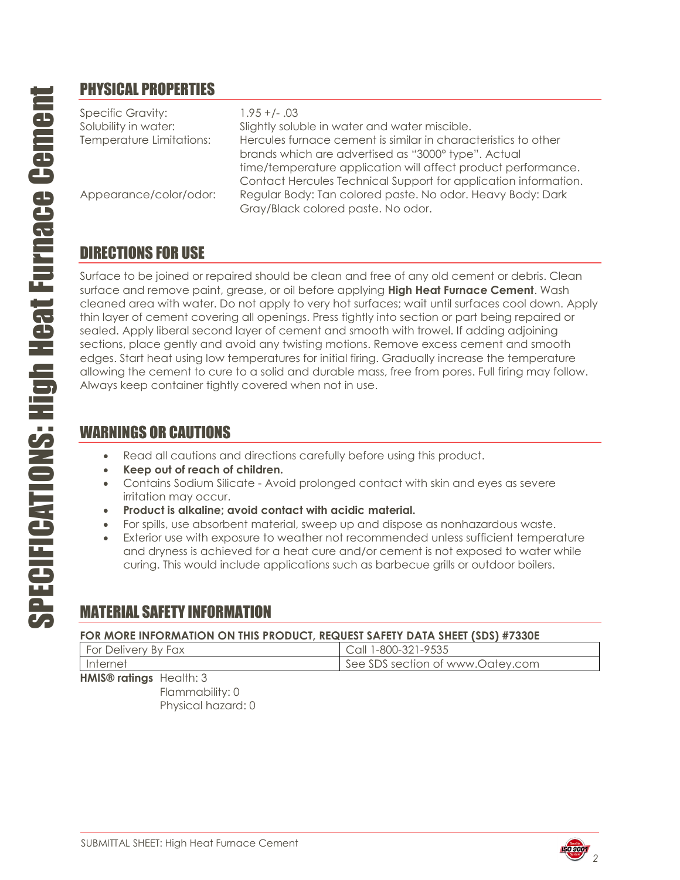## PHYSICAL PROPERTIES

| | |
|---|---|
| Specific Gravity: | 1.95 +/- .03 |
| Solubility in water: | Slightly soluble in water and water miscible. |
| Temperature Limitations: | Hercules furnace cement is similar in characteristics to other brands which are advertised as "3000° type". Actual time/temperature application will affect product performance. Contact Hercules Technical Support for application information. |
| Appearance/color/odor: | Regular Body: Tan colored paste. No odor. Heavy Body: Dark Gray/Black colored paste. No odor. |

## DIRECTIONS FOR USE

Surface to be joined or repaired should be clean and free of any old cement or debris. Clean surface and remove paint, grease, or oil before applying **High Heat Furnace Cement**. Wash cleaned area with water. Do not apply to very hot surfaces; wait until surfaces cool down. Apply thin layer of cement covering all openings. Press tightly into section or part being repaired or sealed. Apply liberal second layer of cement and smooth with trowel. If adding adjoining sections, place gently and avoid any twisting motions. Remove excess cement and smooth edges. Start heat using low temperatures for initial firing. Gradually increase the temperature allowing the cement to cure to a solid and durable mass, free from pores. Full firing may follow. Always keep container tightly covered when not in use.

## WARNINGS OR CAUTIONS

- Read all cautions and directions carefully before using this product.
- **Keep out of reach of children.**
- Contains Sodium Silicate - Avoid prolonged contact with skin and eyes as severe irritation may occur.
- **Product is alkaline; avoid contact with acidic material.**
- For spills, use absorbent material, sweep up and dispose as nonhazardous waste.
- Exterior use with exposure to weather not recommended unless sufficient temperature and dryness is achieved for a heat cure and/or cement is not exposed to water while curing. This would include applications such as barbecue grills or outdoor boilers.

## MATERIAL SAFETY INFORMATION

**FOR MORE INFORMATION ON THIS PRODUCT, REQUEST SAFETY DATA SHEET (SDS) #7330E**

| | |
|---|---|
| For Delivery By Fax | Call 1-800-321-9535 |
| Internet | See SDS section of www.Oatey.com |

**HMIS® ratings** Health: 3
Flammability: 0
Physical hazard: 0